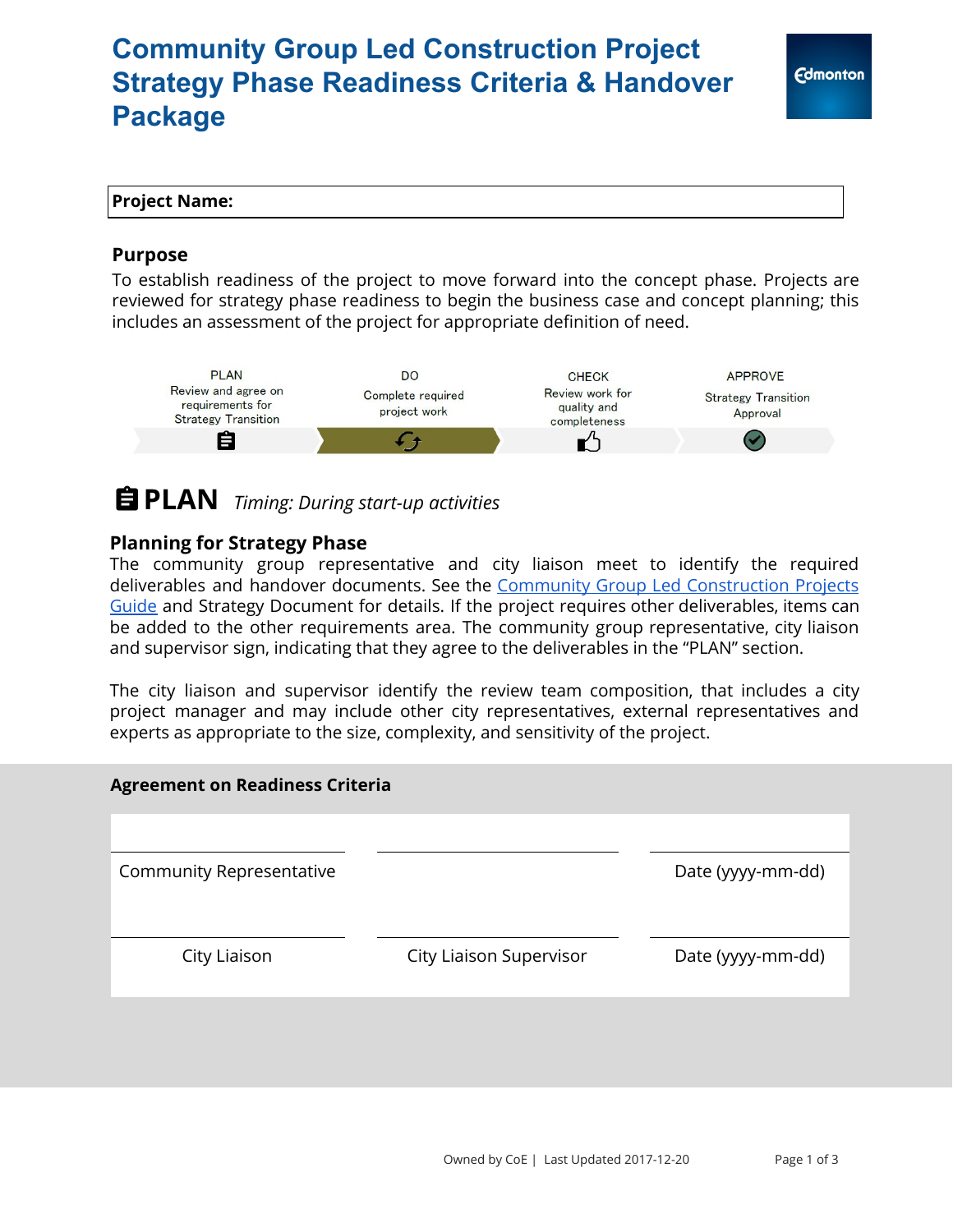# Community Group Led Construction Project Strategy Phase Readiness Criteria & Handover Package

| **Project Name:** |
|---|

## Purpose

To establish readiness of the project to move forward into the concept phase. Projects are reviewed for strategy phase readiness to begin the business case and concept planning; this includes an assessment of the project for appropriate definition of need.

| PLAN | DO | CHECK | APPROVE |
|---|---|---|---|
| Review and agree on requirements for Strategy Transition | Complete required project work | Review work for quality and completeness | Strategy Transition Approval |

## PLAN *Timing: During start-up activities*

### Planning for Strategy Phase

The community group representative and city liaison meet to identify the required deliverables and handover documents. See the Community Group Led Construction Projects Guide and Strategy Document for details. If the project requires other deliverables, items can be added to the other requirements area. The community group representative, city liaison and supervisor sign, indicating that they agree to the deliverables in the "PLAN" section.

The city liaison and supervisor identify the review team composition, that includes a city project manager and may include other city representatives, external representatives and experts as appropriate to the size, complexity, and sensitivity of the project.

### Agreement on Readiness Criteria

| | | |
|---|---|---|
| Community Representative | | Date (yyyy-mm-dd) |
| City Liaison | City Liaison Supervisor | Date (yyyy-mm-dd) |

Owned by CoE | Last Updated 2017-12-20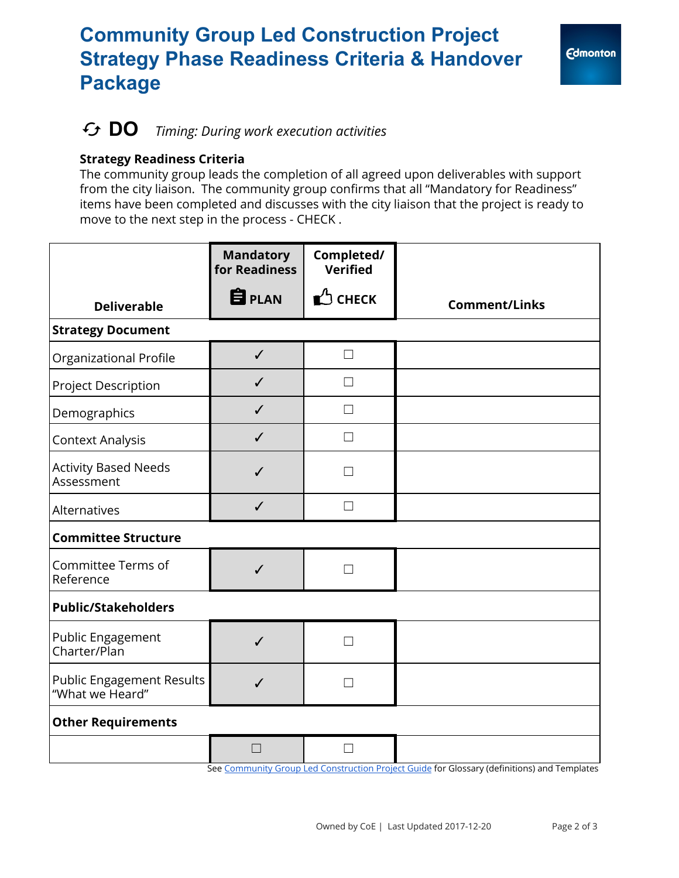# Community Group Led Construction Project Strategy Phase Readiness Criteria & Handover Package

## DO *Timing: During work execution activities*

**Strategy Readiness Criteria**
The community group leads the completion of all agreed upon deliverables with support from the city liaison. The community group confirms that all "Mandatory for Readiness" items have been completed and discusses with the city liaison that the project is ready to move to the next step in the process - CHECK .

| Deliverable | Mandatory for Readiness PLAN | Completed/ Verified CHECK | Comment/Links |
|---|---|---|---|
| **Strategy Document** | | | |
| Organizational Profile | ✓ | ☐ | |
| Project Description | ✓ | ☐ | |
| Demographics | ✓ | ☐ | |
| Context Analysis | ✓ | ☐ | |
| Activity Based Needs Assessment | ✓ | ☐ | |
| Alternatives | ✓ | ☐ | |
| **Committee Structure** | | | |
| Committee Terms of Reference | ✓ | ☐ | |
| **Public/Stakeholders** | | | |
| Public Engagement Charter/Plan | ✓ | ☐ | |
| Public Engagement Results "What we Heard" | ✓ | ☐ | |
| **Other Requirements** | | | |
| | ☐ | ☐ | |

See Community Group Led Construction Project Guide for Glossary (definitions) and Templates

Owned by CoE | Last Updated 2017-12-20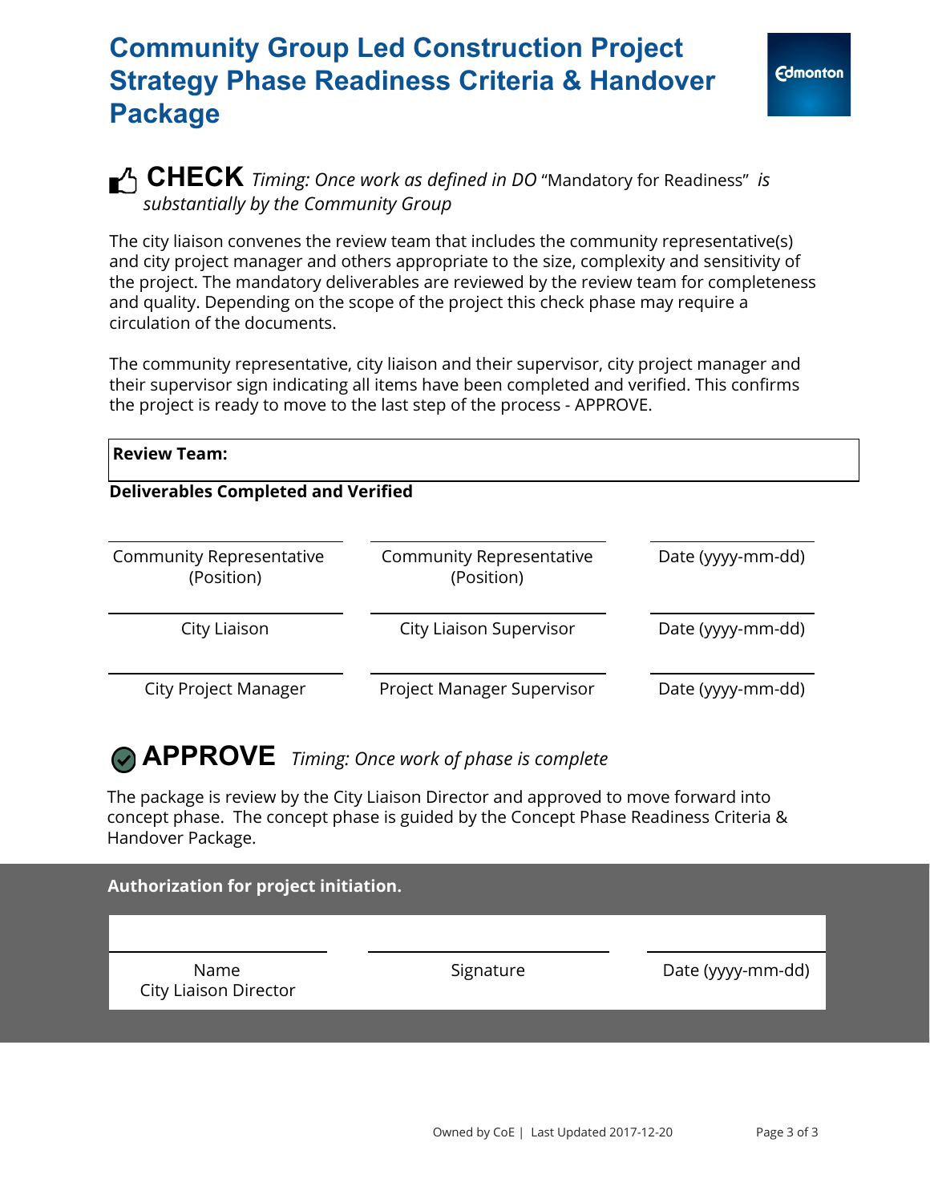# Community Group Led Construction Project Strategy Phase Readiness Criteria & Handover Package

## CHECK *Timing: Once work as defined in DO* "Mandatory for Readiness" *is substantially by the Community Group*

The city liaison convenes the review team that includes the community representative(s) and city project manager and others appropriate to the size, complexity and sensitivity of the project. The mandatory deliverables are reviewed by the review team for completeness and quality. Depending on the scope of the project this check phase may require a circulation of the documents.

The community representative, city liaison and their supervisor, city project manager and their supervisor sign indicating all items have been completed and verified. This confirms the project is ready to move to the last step of the process - APPROVE.

**Review Team:**

**Deliverables Completed and Verified**

| | | |
|---|---|---|
| Community Representative (Position) | Community Representative (Position) | Date (yyyy-mm-dd) |
| City Liaison | City Liaison Supervisor | Date (yyyy-mm-dd) |
| City Project Manager | Project Manager Supervisor | Date (yyyy-mm-dd) |

## APPROVE *Timing: Once work of phase is complete*

The package is review by the City Liaison Director and approved to move forward into concept phase. The concept phase is guided by the Concept Phase Readiness Criteria & Handover Package.

**Authorization for project initiation.**

| | | |
|---|---|---|
| Name<br>City Liaison Director | Signature | Date (yyyy-mm-dd) |

Owned by CoE | Last Updated 2017-12-20